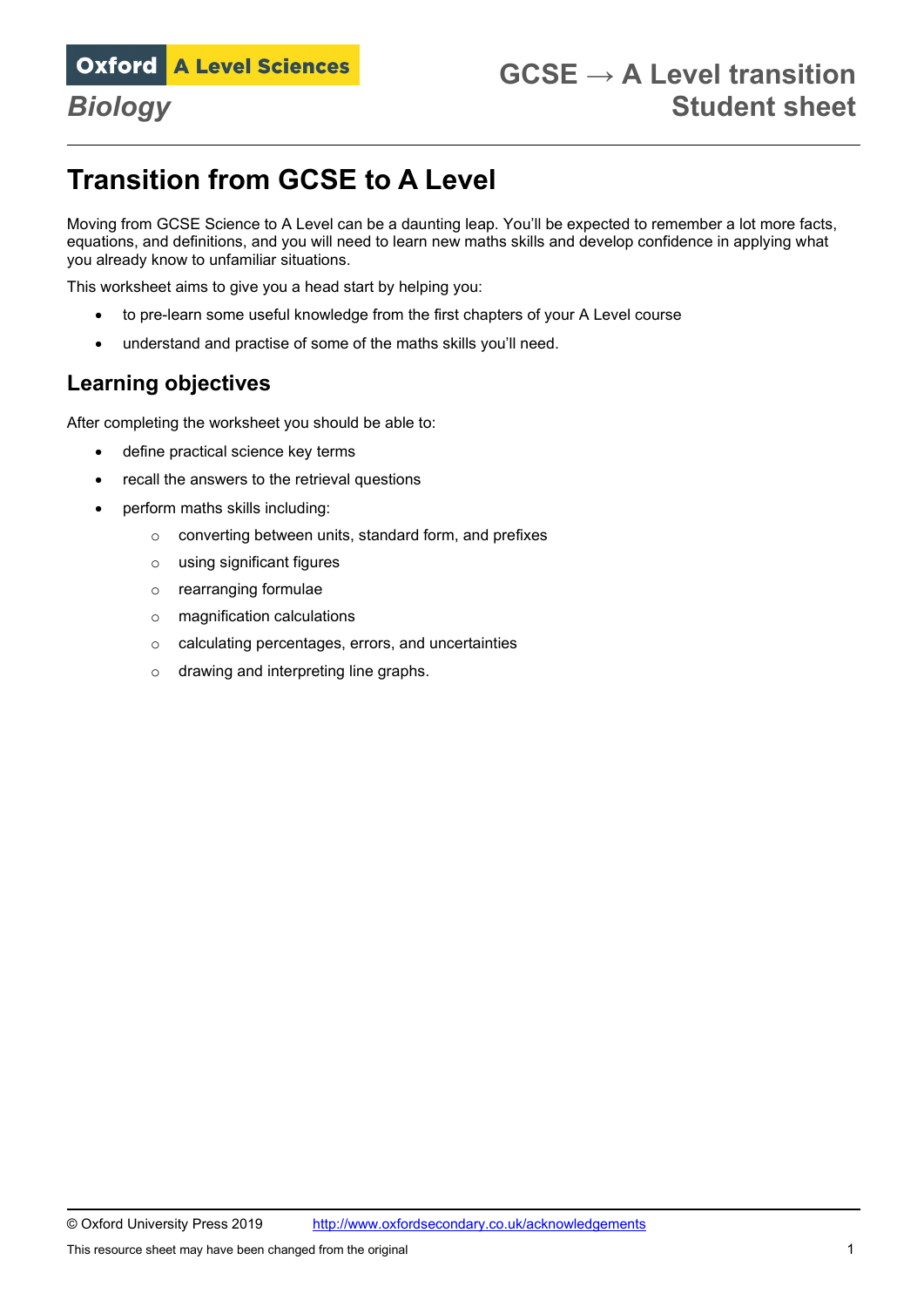# Transition from GCSE to A Level

Moving from GCSE Science to A Level can be a daunting leap. You'll be expected to remember a lot more facts, equations, and definitions, and you will need to learn new maths skills and develop confidence in applying what you already know to unfamiliar situations.

This worksheet aims to give you a head start by helping you:

- to pre-learn some useful knowledge from the first chapters of your A Level course
- understand and practise of some of the maths skills you'll need.

## Learning objectives

After completing the worksheet you should be able to:

- define practical science key terms
- recall the answers to the retrieval questions
- perform maths skills including:
  - converting between units, standard form, and prefixes
  - using significant figures
  - rearranging formulae
  - magnification calculations
  - calculating percentages, errors, and uncertainties
  - drawing and interpreting line graphs.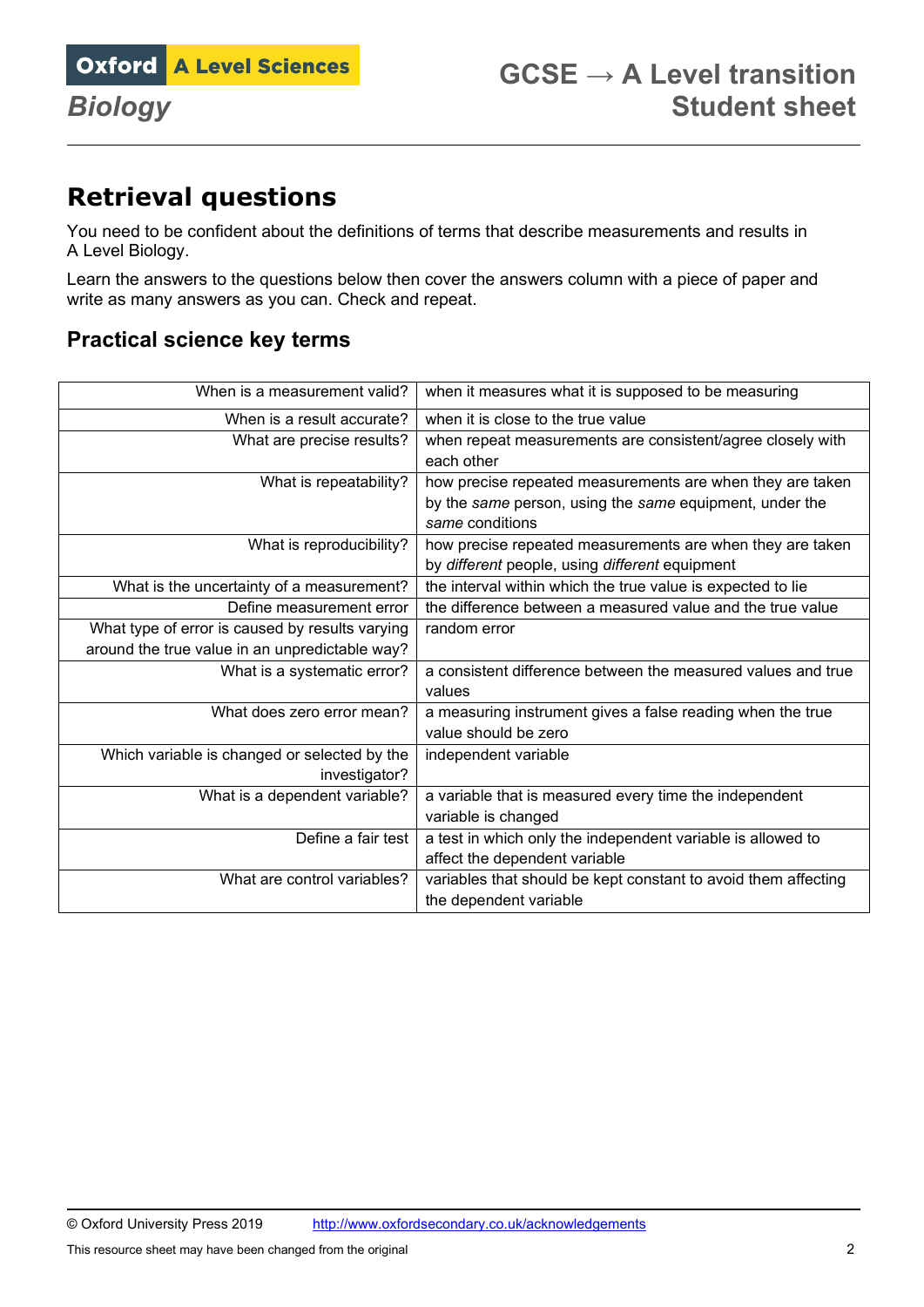## Retrieval questions

You need to be confident about the definitions of terms that describe measurements and results in A Level Biology.

Learn the answers to the questions below then cover the answers column with a piece of paper and write as many answers as you can. Check and repeat.

### Practical science key terms

| | |
|---|---|
| When is a measurement valid? | when it measures what it is supposed to be measuring |
| When is a result accurate? | when it is close to the true value |
| What are precise results? | when repeat measurements are consistent/agree closely with each other |
| What is repeatability? | how precise repeated measurements are when they are taken by the *same* person, using the *same* equipment, under the *same* conditions |
| What is reproducibility? | how precise repeated measurements are when they are taken by *different* people, using *different* equipment |
| What is the uncertainty of a measurement? | the interval within which the true value is expected to lie |
| Define measurement error | the difference between a measured value and the true value |
| What type of error is caused by results varying around the true value in an unpredictable way? | random error |
| What is a systematic error? | a consistent difference between the measured values and true values |
| What does zero error mean? | a measuring instrument gives a false reading when the true value should be zero |
| Which variable is changed or selected by the investigator? | independent variable |
| What is a dependent variable? | a variable that is measured every time the independent variable is changed |
| Define a fair test | a test in which only the independent variable is allowed to affect the dependent variable |
| What are control variables? | variables that should be kept constant to avoid them affecting the dependent variable |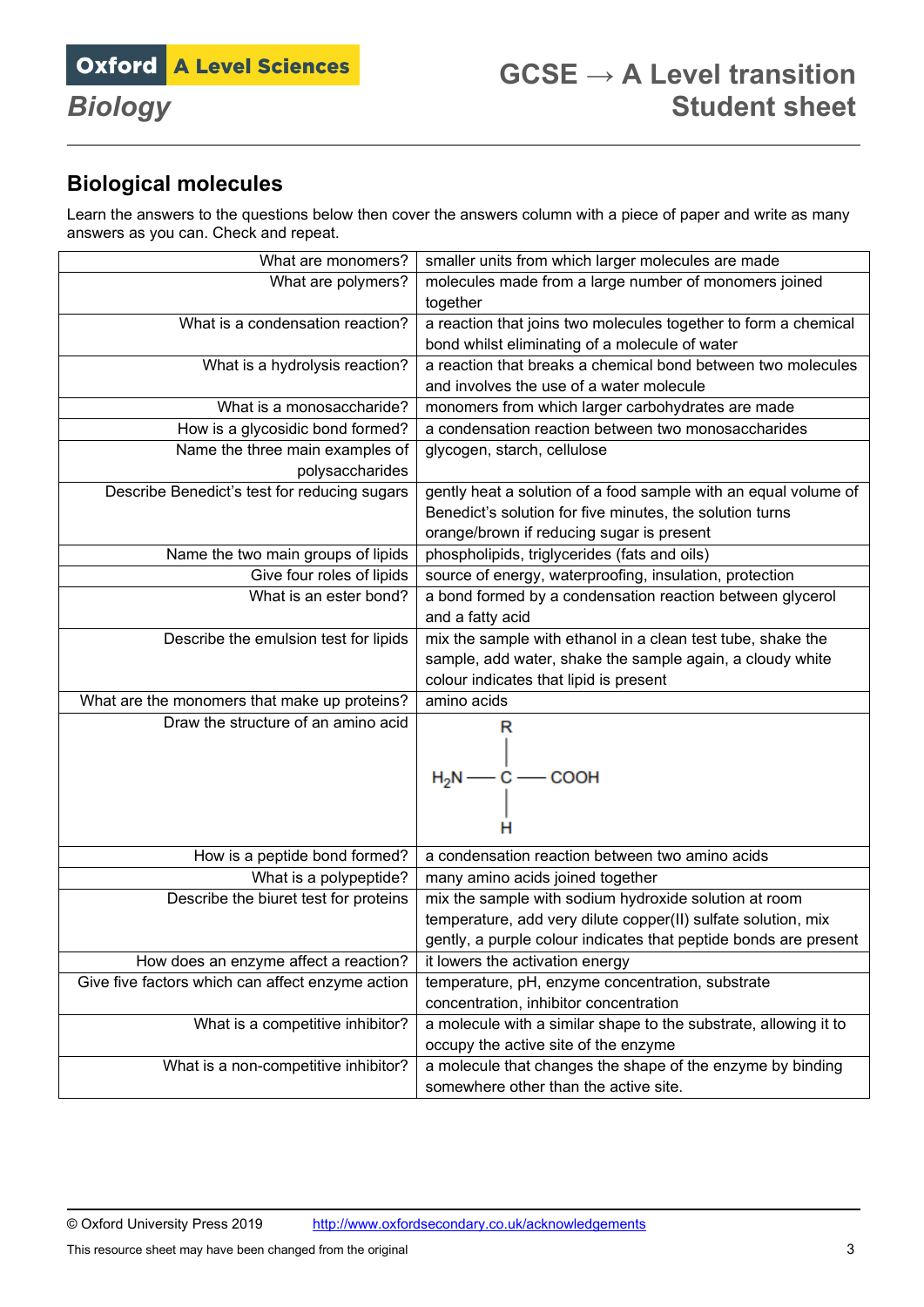## Biological molecules

Learn the answers to the questions below then cover the answers column with a piece of paper and write as many answers as you can. Check and repeat.

| | |
|---|---|
| What are monomers? | smaller units from which larger molecules are made |
| What are polymers? | molecules made from a large number of monomers joined together |
| What is a condensation reaction? | a reaction that joins two molecules together to form a chemical bond whilst eliminating of a molecule of water |
| What is a hydrolysis reaction? | a reaction that breaks a chemical bond between two molecules and involves the use of a water molecule |
| What is a monosaccharide? | monomers from which larger carbohydrates are made |
| How is a glycosidic bond formed? | a condensation reaction between two monosaccharides |
| Name the three main examples of polysaccharides | glycogen, starch, cellulose |
| Describe Benedict's test for reducing sugars | gently heat a solution of a food sample with an equal volume of Benedict's solution for five minutes, the solution turns orange/brown if reducing sugar is present |
| Name the two main groups of lipids | phospholipids, triglycerides (fats and oils) |
| Give four roles of lipids | source of energy, waterproofing, insulation, protection |
| What is an ester bond? | a bond formed by a condensation reaction between glycerol and a fatty acid |
| Describe the emulsion test for lipids | mix the sample with ethanol in a clean test tube, shake the sample, add water, shake the sample again, a cloudy white colour indicates that lipid is present |
| What are the monomers that make up proteins? | amino acids |
| Draw the structure of an amino acid | Central C bonded to R (above), H (below), $H_2N$ (left) and COOH (right) |
| How is a peptide bond formed? | a condensation reaction between two amino acids |
| What is a polypeptide? | many amino acids joined together |
| Describe the biuret test for proteins | mix the sample with sodium hydroxide solution at room temperature, add very dilute copper(II) sulfate solution, mix gently, a purple colour indicates that peptide bonds are present |
| How does an enzyme affect a reaction? | it lowers the activation energy |
| Give five factors which can affect enzyme action | temperature, pH, enzyme concentration, substrate concentration, inhibitor concentration |
| What is a competitive inhibitor? | a molecule with a similar shape to the substrate, allowing it to occupy the active site of the enzyme |
| What is a non-competitive inhibitor? | a molecule that changes the shape of the enzyme by binding somewhere other than the active site. |

© Oxford University Press 2019 http://www.oxfordsecondary.co.uk/acknowledgements

This resource sheet may have been changed from the original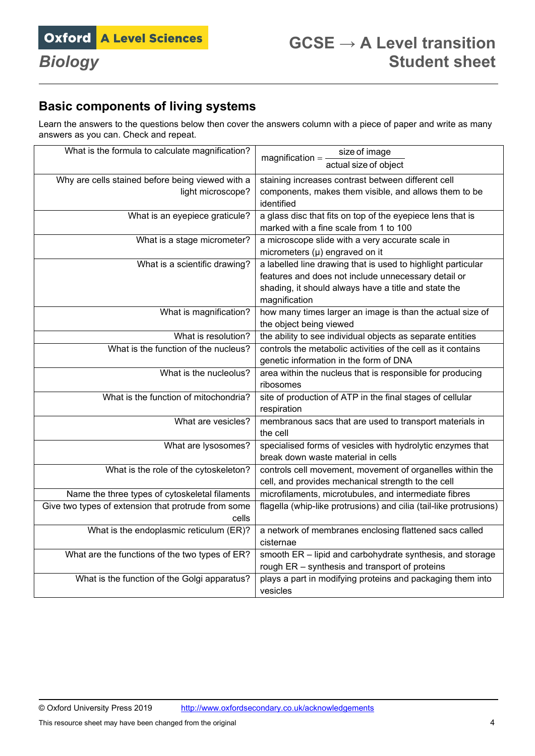## Basic components of living systems

Learn the answers to the questions below then cover the answers column with a piece of paper and write as many answers as you can. Check and repeat.

| | |
|---|---|
| What is the formula to calculate magnification? | $\text{magnification} = \dfrac{\text{size of image}}{\text{actual size of object}}$ |
| Why are cells stained before being viewed with a light microscope? | staining increases contrast between different cell components, makes them visible, and allows them to be identified |
| What is an eyepiece graticule? | a glass disc that fits on top of the eyepiece lens that is marked with a fine scale from 1 to 100 |
| What is a stage micrometer? | a microscope slide with a very accurate scale in micrometers (μ) engraved on it |
| What is a scientific drawing? | a labelled line drawing that is used to highlight particular features and does not include unnecessary detail or shading, it should always have a title and state the magnification |
| What is magnification? | how many times larger an image is than the actual size of the object being viewed |
| What is resolution? | the ability to see individual objects as separate entities |
| What is the function of the nucleus? | controls the metabolic activities of the cell as it contains genetic information in the form of DNA |
| What is the nucleolus? | area within the nucleus that is responsible for producing ribosomes |
| What is the function of mitochondria? | site of production of ATP in the final stages of cellular respiration |
| What are vesicles? | membranous sacs that are used to transport materials in the cell |
| What are lysosomes? | specialised forms of vesicles with hydrolytic enzymes that break down waste material in cells |
| What is the role of the cytoskeleton? | controls cell movement, movement of organelles within the cell, and provides mechanical strength to the cell |
| Name the three types of cytoskeletal filaments | microfilaments, microtubules, and intermediate fibres |
| Give two types of extension that protrude from some cells | flagella (whip-like protrusions) and cilia (tail-like protrusions) |
| What is the endoplasmic reticulum (ER)? | a network of membranes enclosing flattened sacs called cisternae |
| What are the functions of the two types of ER? | smooth ER – lipid and carbohydrate synthesis, and storage<br>rough ER – synthesis and transport of proteins |
| What is the function of the Golgi apparatus? | plays a part in modifying proteins and packaging them into vesicles |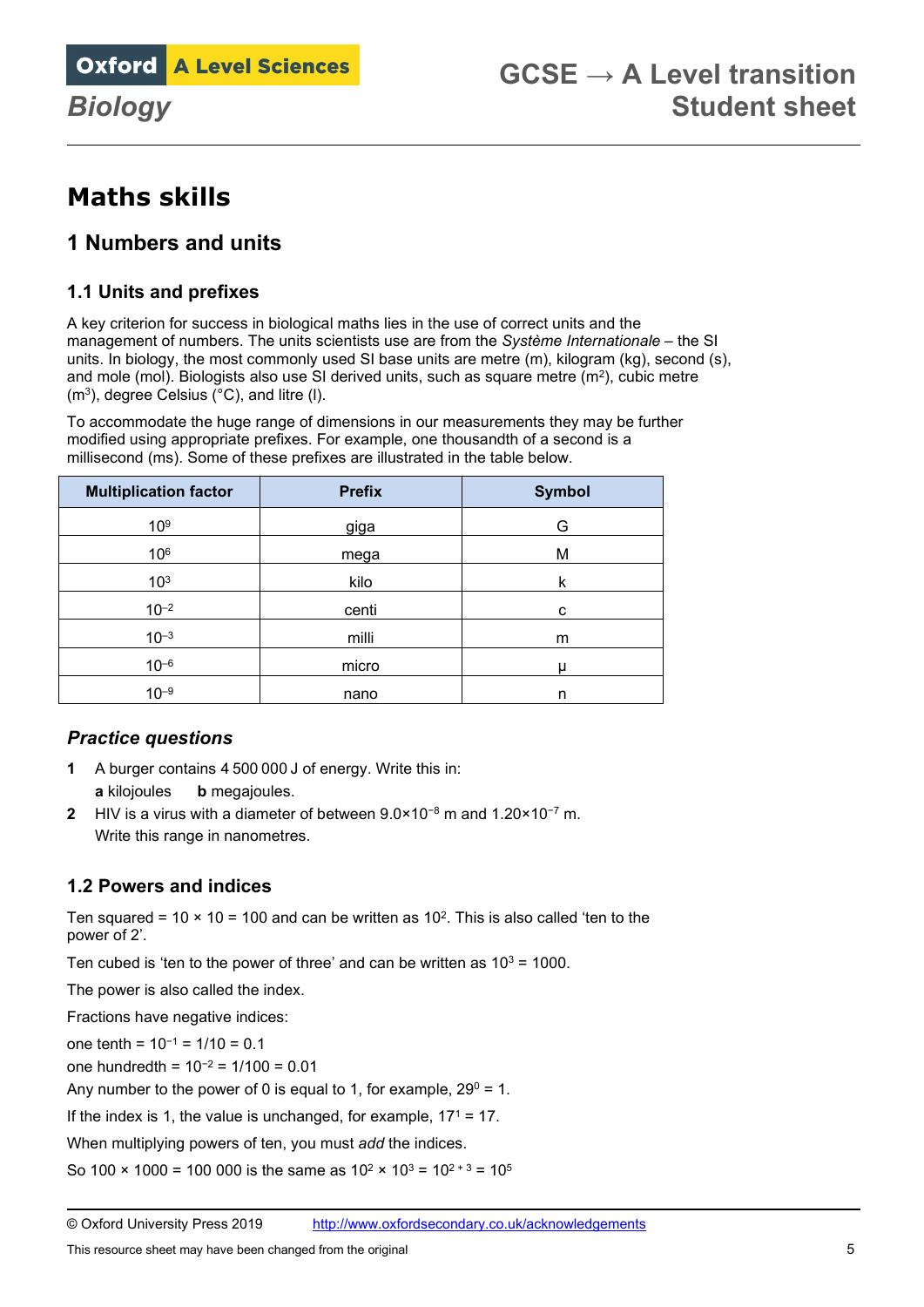# Maths skills

## 1 Numbers and units

### 1.1 Units and prefixes

A key criterion for success in biological maths lies in the use of correct units and the management of numbers. The units scientists use are from the *Système Internationale* – the SI units. In biology, the most commonly used SI base units are metre (m), kilogram (kg), second (s), and mole (mol). Biologists also use SI derived units, such as square metre ($m^2$), cubic metre ($m^3$), degree Celsius (°C), and litre (l).

To accommodate the huge range of dimensions in our measurements they may be further modified using appropriate prefixes. For example, one thousandth of a second is a millisecond (ms). Some of these prefixes are illustrated in the table below.

| Multiplication factor | Prefix | Symbol |
|---|---|---|
| $10^9$ | giga | G |
| $10^6$ | mega | M |
| $10^3$ | kilo | k |
| $10^{-2}$ | centi | c |
| $10^{-3}$ | milli | m |
| $10^{-6}$ | micro | μ |
| $10^{-9}$ | nano | n |

### *Practice questions*

**1** A burger contains 4 500 000 J of energy. Write this in:
   **a** kilojoules **b** megajoules.

**2** HIV is a virus with a diameter of between $9.0\times10^{-8}$ m and $1.20\times10^{-7}$ m.
   Write this range in nanometres.

### 1.2 Powers and indices

Ten squared = 10 × 10 = 100 and can be written as $10^2$. This is also called 'ten to the power of 2'.

Ten cubed is 'ten to the power of three' and can be written as $10^3 = 1000$.

The power is also called the index.

Fractions have negative indices:

one tenth = $10^{-1} = 1/10 = 0.1$

one hundredth = $10^{-2} = 1/100 = 0.01$

Any number to the power of 0 is equal to 1, for example, $29^0 = 1$.

If the index is 1, the value is unchanged, for example, $17^1 = 17$.

When multiplying powers of ten, you must *add* the indices.

So 100 × 1000 = 100 000 is the same as $10^2 \times 10^3 = 10^{2+3} = 10^5$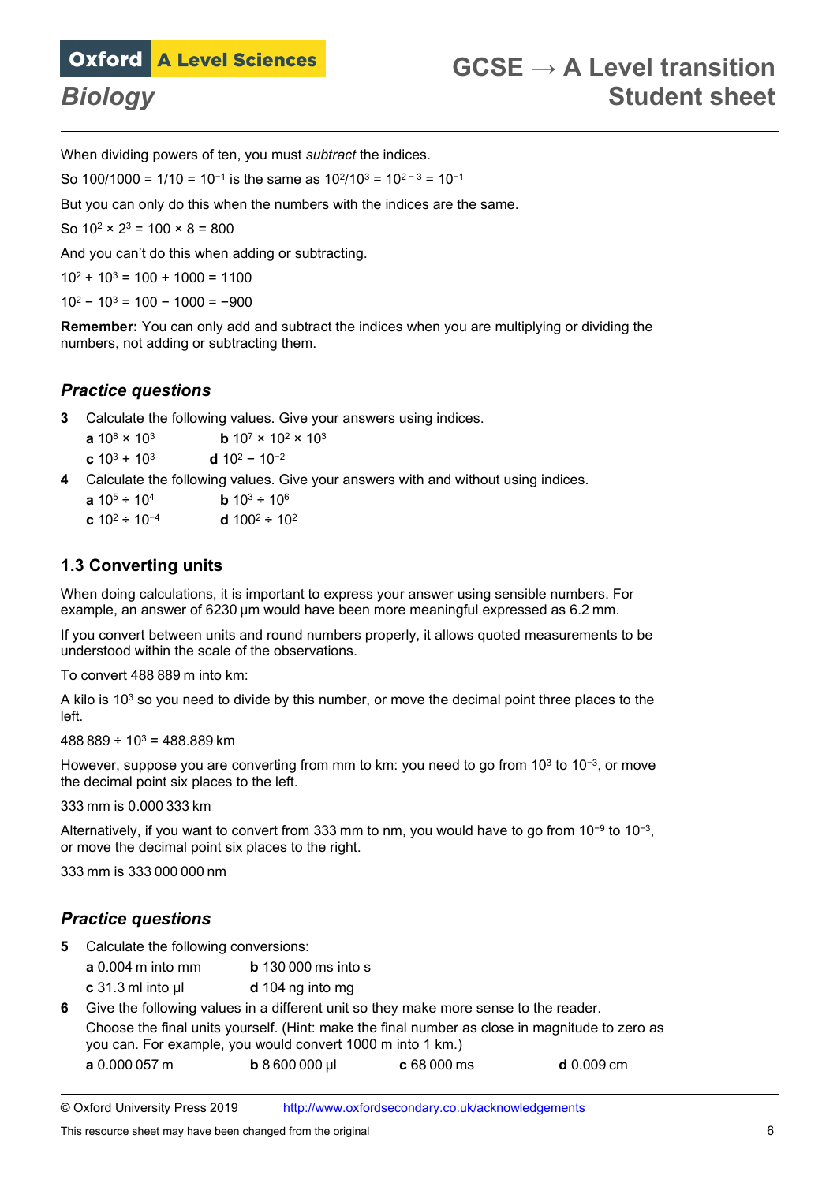When dividing powers of ten, you must *subtract* the indices.

So 100/1000 = 1/10 = $10^{-1}$ is the same as $10^2/10^3 = 10^{2-3} = 10^{-1}$

But you can only do this when the numbers with the indices are the same.

So $10^2 \times 2^3 = 100 \times 8 = 800$

And you can't do this when adding or subtracting.

$10^2 + 10^3 = 100 + 1000 = 1100$

$10^2 - 10^3 = 100 - 1000 = -900$

**Remember:** You can only add and subtract the indices when you are multiplying or dividing the numbers, not adding or subtracting them.

### *Practice questions*

**3** Calculate the following values. Give your answers using indices.

**a** $10^8 \times 10^3$ **b** $10^7 \times 10^2 \times 10^3$

**c** $10^3 + 10^3$ **d** $10^2 - 10^{-2}$

**4** Calculate the following values. Give your answers with and without using indices.

**a** $10^5 \div 10^4$ **b** $10^3 \div 10^6$

**c** $10^2 \div 10^{-4}$ **d** $100^2 \div 10^2$

## 1.3 Converting units

When doing calculations, it is important to express your answer using sensible numbers. For example, an answer of 6230 μm would have been more meaningful expressed as 6.2 mm.

If you convert between units and round numbers properly, it allows quoted measurements to be understood within the scale of the observations.

To convert 488 889 m into km:

A kilo is $10^3$ so you need to divide by this number, or move the decimal point three places to the left.

488 889 ÷ $10^3$ = 488.889 km

However, suppose you are converting from mm to km: you need to go from $10^3$ to $10^{-3}$, or move the decimal point six places to the left.

333 mm is 0.000 333 km

Alternatively, if you want to convert from 333 mm to nm, you would have to go from $10^{-9}$ to $10^{-3}$, or move the decimal point six places to the right.

333 mm is 333 000 000 nm

### *Practice questions*

**5** Calculate the following conversions:

**a** 0.004 m into mm **b** 130 000 ms into s

**c** 31.3 ml into μl **d** 104 ng into mg

**6** Give the following values in a different unit so they make more sense to the reader. Choose the final units yourself. (Hint: make the final number as close in magnitude to zero as you can. For example, you would convert 1000 m into 1 km.)

**a** 0.000 057 m **b** 8 600 000 μl **c** 68 000 ms **d** 0.009 cm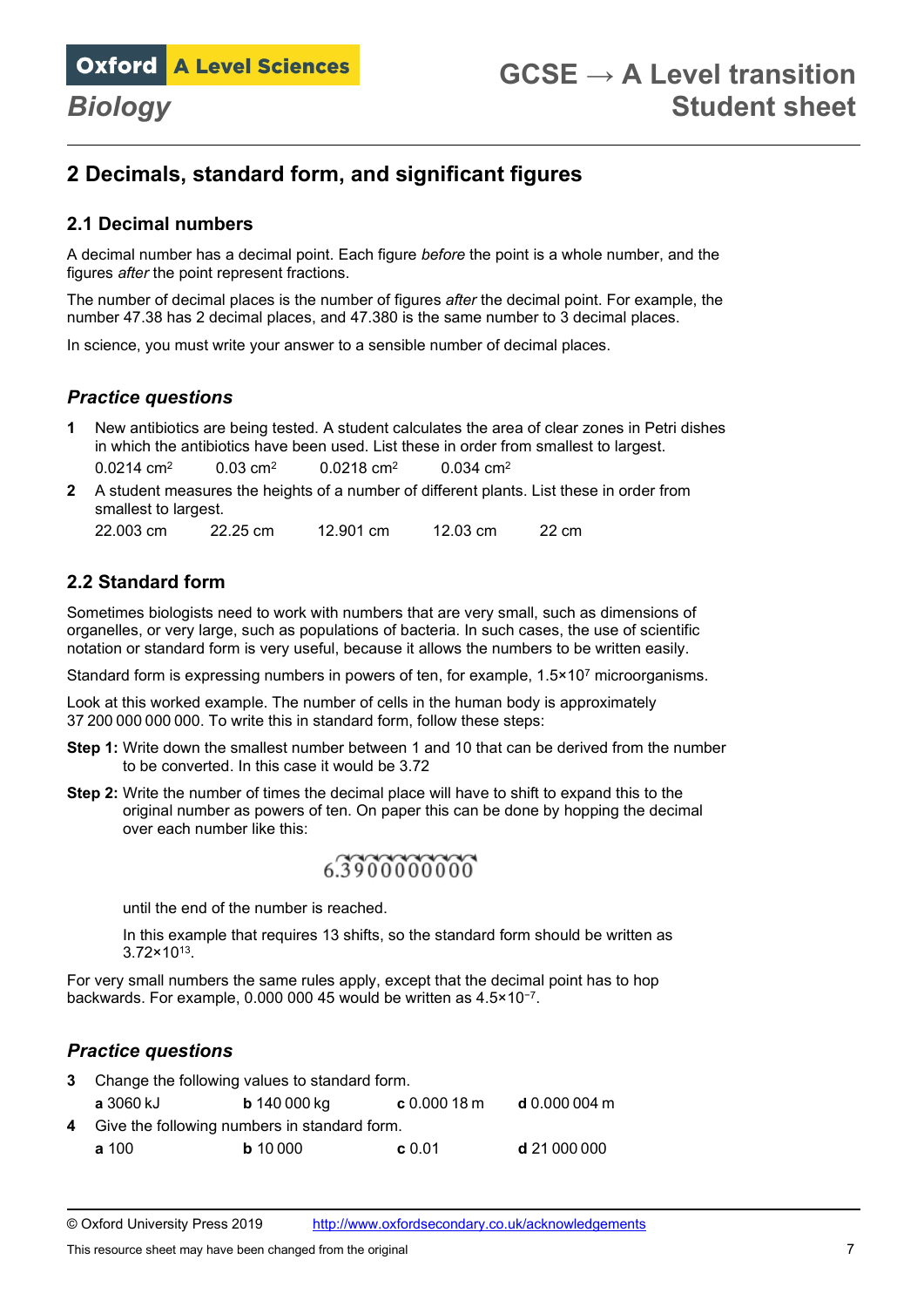## 2 Decimals, standard form, and significant figures

### 2.1 Decimal numbers

A decimal number has a decimal point. Each figure *before* the point is a whole number, and the figures *after* the point represent fractions.

The number of decimal places is the number of figures *after* the decimal point. For example, the number 47.38 has 2 decimal places, and 47.380 is the same number to 3 decimal places.

In science, you must write your answer to a sensible number of decimal places.

### *Practice questions*

**1** New antibiotics are being tested. A student calculates the area of clear zones in Petri dishes in which the antibiotics have been used. List these in order from smallest to largest.

0.0214 $cm^2$ 0.03 $cm^2$ 0.0218 $cm^2$ 0.034 $cm^2$

**2** A student measures the heights of a number of different plants. List these in order from smallest to largest.

22.003 cm 22.25 cm 12.901 cm 12.03 cm 22 cm

### 2.2 Standard form

Sometimes biologists need to work with numbers that are very small, such as dimensions of organelles, or very large, such as populations of bacteria. In such cases, the use of scientific notation or standard form is very useful, because it allows the numbers to be written easily.

Standard form is expressing numbers in powers of ten, for example, $1.5\times10^7$ microorganisms.

Look at this worked example. The number of cells in the human body is approximately 37 200 000 000 000. To write this in standard form, follow these steps:

**Step 1:** Write down the smallest number between 1 and 10 that can be derived from the number to be converted. In this case it would be 3.72

**Step 2:** Write the number of times the decimal place will have to shift to expand this to the original number as powers of ten. On paper this can be done by hopping the decimal over each number like this:

6.3900000000

until the end of the number is reached.

In this example that requires 13 shifts, so the standard form should be written as $3.72\times10^{13}$.

For very small numbers the same rules apply, except that the decimal point has to hop backwards. For example, 0.000 000 45 would be written as $4.5\times10^{-7}$.

### *Practice questions*

**3** Change the following values to standard form.

**a** 3060 kJ **b** 140 000 kg **c** 0.000 18 m **d** 0.000 004 m

**4** Give the following numbers in standard form.

**a** 100 **b** 10 000 **c** 0.01 **d** 21 000 000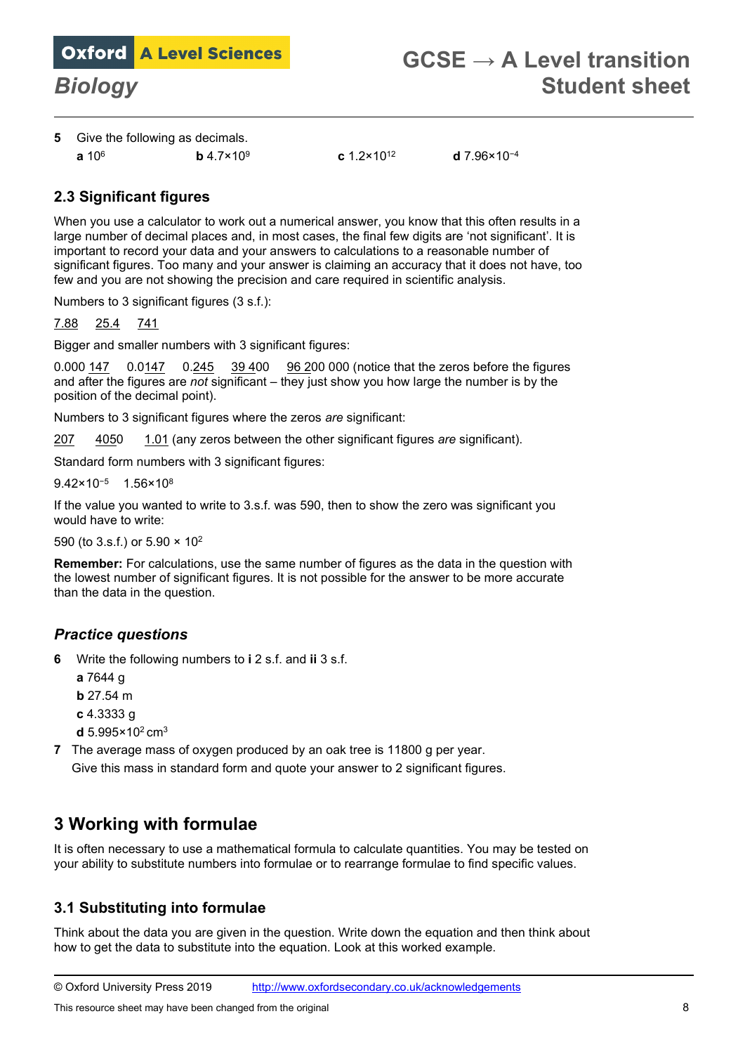**5** Give the following as decimals.

**a** $10^6$ **b** $4.7\times10^9$ **c** $1.2\times10^{12}$ **d** $7.96\times10^{-4}$

## 2.3 Significant figures

When you use a calculator to work out a numerical answer, you know that this often results in a large number of decimal places and, in most cases, the final few digits are 'not significant'. It is important to record your data and your answers to calculations to a reasonable number of significant figures. Too many and your answer is claiming an accuracy that it does not have, too few and you are not showing the precision and care required in scientific analysis.

Numbers to 3 significant figures (3 s.f.):

<u>7.88</u> <u>25.4</u> <u>741</u>

Bigger and smaller numbers with 3 significant figures:

0.000 <u>147</u> 0.0<u>147</u> 0.<u>245</u> <u>39 4</u>00 <u>96 2</u>00 000 (notice that the zeros before the figures and after the figures are *not* significant – they just show you how large the number is by the position of the decimal point).

Numbers to 3 significant figures where the zeros *are* significant:

<u>207</u> <u>4050</u> <u>1.01</u> (any zeros between the other significant figures *are* significant).

Standard form numbers with 3 significant figures:

$9.42\times10^{-5}$ $1.56\times10^{8}$

If the value you wanted to write to 3.s.f. was 590, then to show the zero was significant you would have to write:

590 (to 3.s.f.) or $5.90 \times 10^2$

**Remember:** For calculations, use the same number of figures as the data in the question with the lowest number of significant figures. It is not possible for the answer to be more accurate than the data in the question.

### *Practice questions*

**6** Write the following numbers to **i** 2 s.f. and **ii** 3 s.f.

**a** 7644 g

**b** 27.54 m

**c** 4.3333 g

**d** $5.995\times10^2$ $cm^3$

**7** The average mass of oxygen produced by an oak tree is 11800 g per year.
Give this mass in standard form and quote your answer to 2 significant figures.

# 3 Working with formulae

It is often necessary to use a mathematical formula to calculate quantities. You may be tested on your ability to substitute numbers into formulae or to rearrange formulae to find specific values.

## 3.1 Substituting into formulae

Think about the data you are given in the question. Write down the equation and then think about how to get the data to substitute into the equation. Look at this worked example.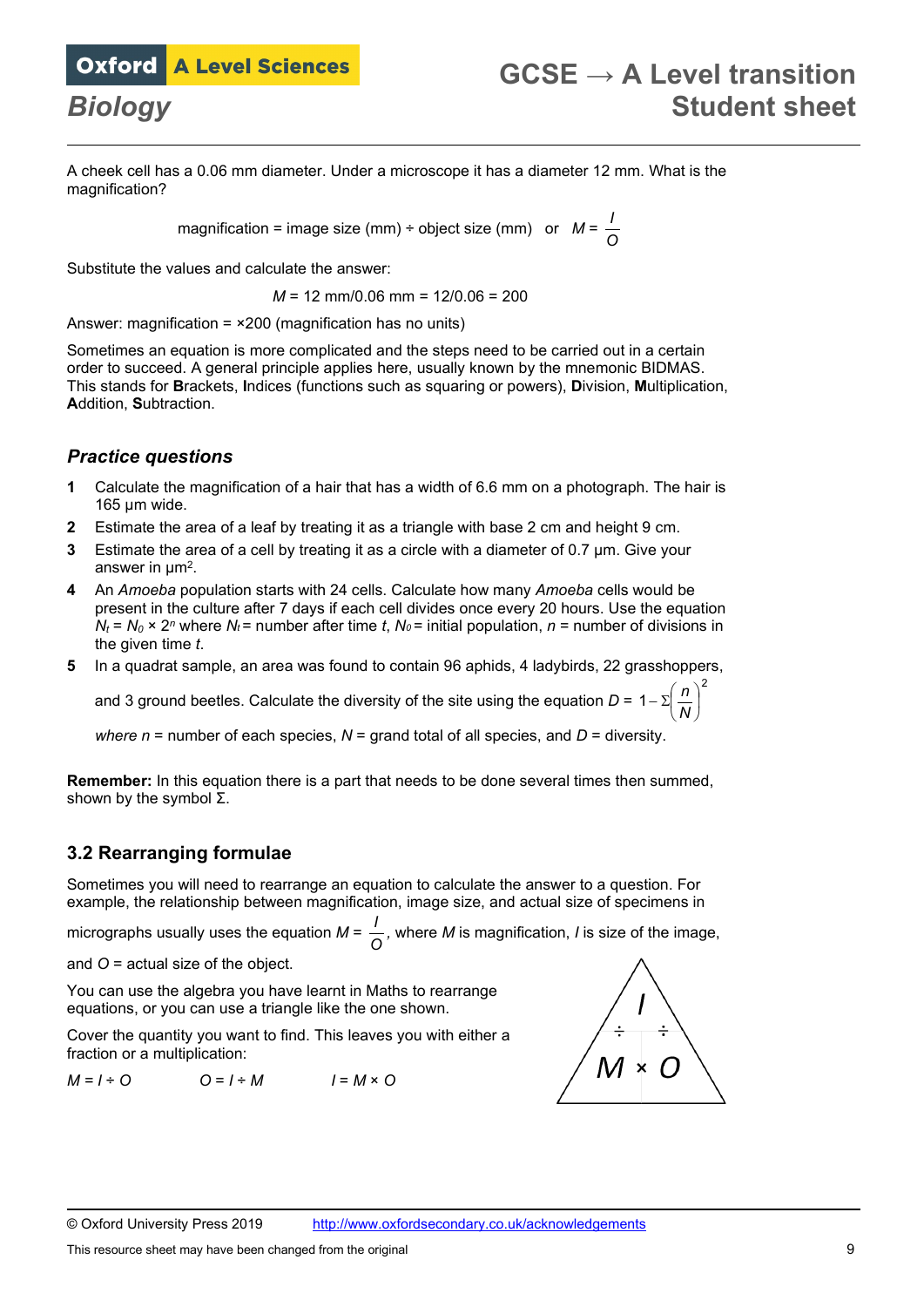A cheek cell has a 0.06 mm diameter. Under a microscope it has a diameter 12 mm. What is the magnification?

$$\text{magnification} = \text{image size (mm)} \div \text{object size (mm)} \quad \text{or} \quad M = \frac{I}{O}$$

Substitute the values and calculate the answer:

$$M = 12 \text{ mm}/0.06 \text{ mm} = 12/0.06 = 200$$

Answer: magnification = ×200 (magnification has no units)

Sometimes an equation is more complicated and the steps need to be carried out in a certain order to succeed. A general principle applies here, usually known by the mnemonic BIDMAS. This stands for **B**rackets, **I**ndices (functions such as squaring or powers), **D**ivision, **M**ultiplication, **A**ddition, **S**ubtraction.

### *Practice questions*

1. Calculate the magnification of a hair that has a width of 6.6 mm on a photograph. The hair is 165 µm wide.
2. Estimate the area of a leaf by treating it as a triangle with base 2 cm and height 9 cm.
3. Estimate the area of a cell by treating it as a circle with a diameter of 0.7 µm. Give your answer in µm$^2$.
4. An *Amoeba* population starts with 24 cells. Calculate how many *Amoeba* cells would be present in the culture after 7 days if each cell divides once every 20 hours. Use the equation $N_t = N_0 \times 2^n$ where $N_t$ = number after time $t$, $N_0$ = initial population, $n$ = number of divisions in the given time $t$.
5. In a quadrat sample, an area was found to contain 96 aphids, 4 ladybirds, 22 grasshoppers, and 3 ground beetles. Calculate the diversity of the site using the equation $D = 1 - \Sigma\left(\frac{n}{N}\right)^2$

   *where* $n$ = number of each species, $N$ = grand total of all species, and $D$ = diversity.

**Remember:** In this equation there is a part that needs to be done several times then summed, shown by the symbol Σ.

## 3.2 Rearranging formulae

Sometimes you will need to rearrange an equation to calculate the answer to a question. For example, the relationship between magnification, image size, and actual size of specimens in micrographs usually uses the equation $M = \frac{I}{O}$, where $M$ is magnification, $I$ is size of the image, and $O$ = actual size of the object.

You can use the algebra you have learnt in Maths to rearrange equations, or you can use a triangle like the one shown.

Cover the quantity you want to find. This leaves you with either a fraction or a multiplication:

$M = I \div O$ $\qquad$ $O = I \div M$ $\qquad$ $I = M \times O$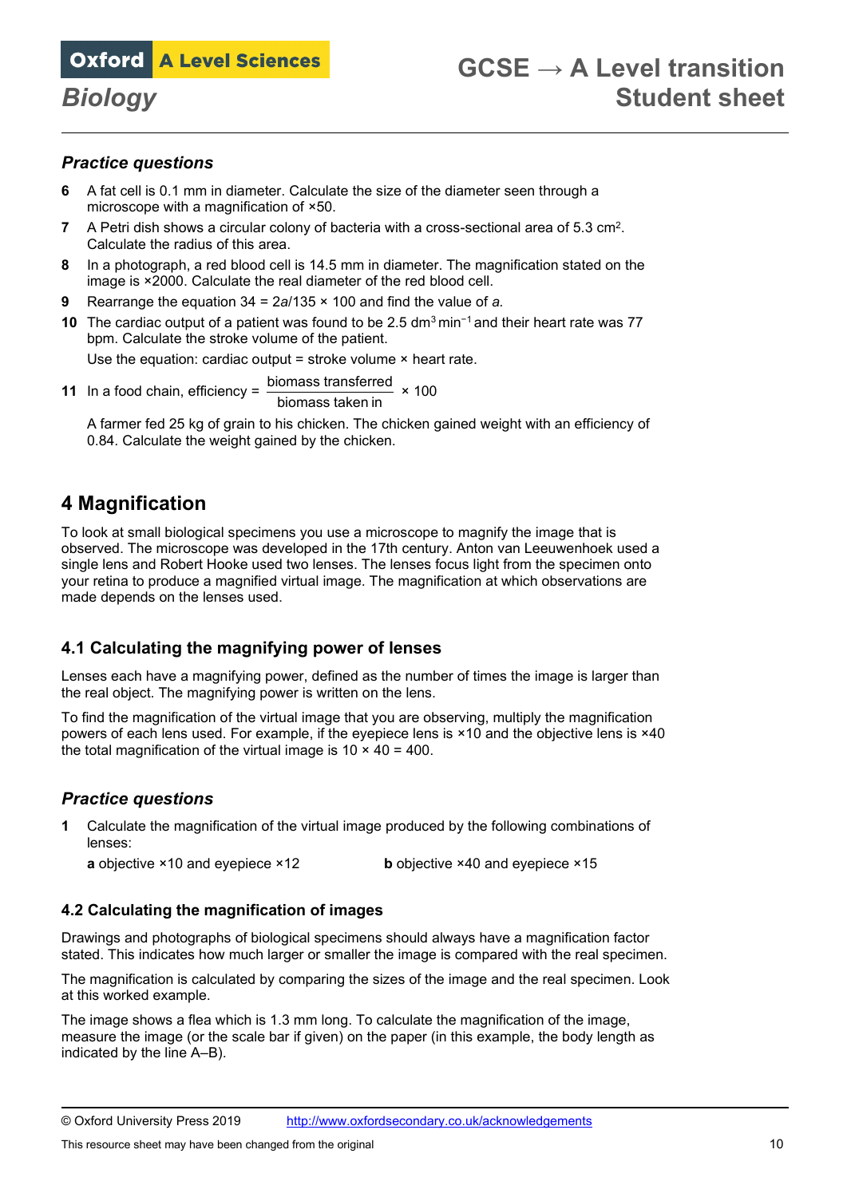### *Practice questions*

**6** A fat cell is 0.1 mm in diameter. Calculate the size of the diameter seen through a microscope with a magnification of ×50.

**7** A Petri dish shows a circular colony of bacteria with a cross-sectional area of 5.3 $cm^2$. Calculate the radius of this area.

**8** In a photograph, a red blood cell is 14.5 mm in diameter. The magnification stated on the image is ×2000. Calculate the real diameter of the red blood cell.

**9** Rearrange the equation $34 = 2a/135 \times 100$ and find the value of *a*.

**10** The cardiac output of a patient was found to be 2.5 $dm^3\,min^{-1}$ and their heart rate was 77 bpm. Calculate the stroke volume of the patient.

Use the equation: cardiac output = stroke volume × heart rate.

**11** In a food chain, efficiency = $\dfrac{\text{biomass transferred}}{\text{biomass taken in}} \times 100$

A farmer fed 25 kg of grain to his chicken. The chicken gained weight with an efficiency of 0.84. Calculate the weight gained by the chicken.

## 4 Magnification

To look at small biological specimens you use a microscope to magnify the image that is observed. The microscope was developed in the 17th century. Anton van Leeuwenhoek used a single lens and Robert Hooke used two lenses. The lenses focus light from the specimen onto your retina to produce a magnified virtual image. The magnification at which observations are made depends on the lenses used.

### 4.1 Calculating the magnifying power of lenses

Lenses each have a magnifying power, defined as the number of times the image is larger than the real object. The magnifying power is written on the lens.

To find the magnification of the virtual image that you are observing, multiply the magnification powers of each lens used. For example, if the eyepiece lens is ×10 and the objective lens is ×40 the total magnification of the virtual image is 10 × 40 = 400.

### *Practice questions*

**1** Calculate the magnification of the virtual image produced by the following combinations of lenses:

**a** objective ×10 and eyepiece ×12

**b** objective ×40 and eyepiece ×15

### 4.2 Calculating the magnification of images

Drawings and photographs of biological specimens should always have a magnification factor stated. This indicates how much larger or smaller the image is compared with the real specimen.

The magnification is calculated by comparing the sizes of the image and the real specimen. Look at this worked example.

The image shows a flea which is 1.3 mm long. To calculate the magnification of the image, measure the image (or the scale bar if given) on the paper (in this example, the body length as indicated by the line A–B).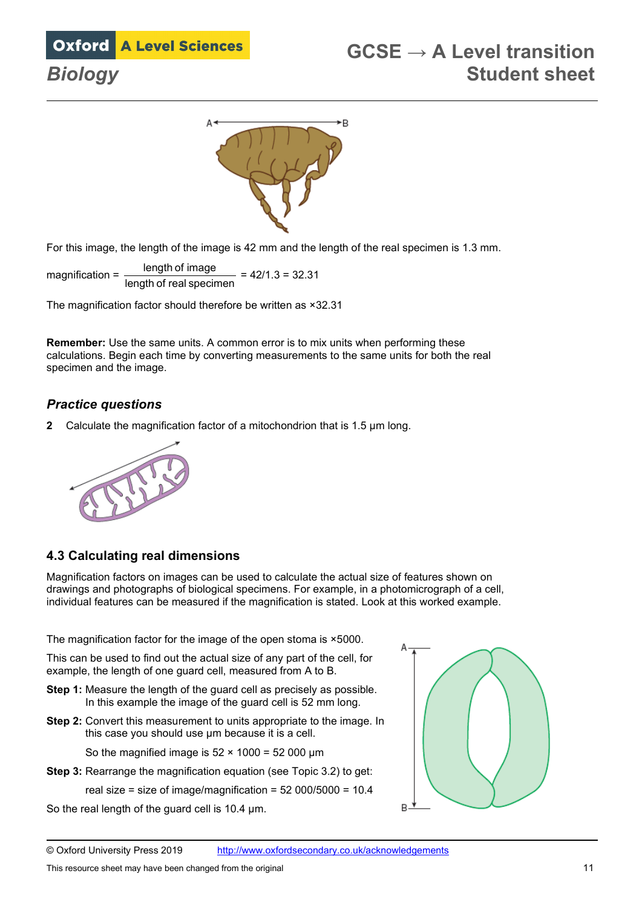A B

For this image, the length of the image is 42 mm and the length of the real specimen is 1.3 mm.

$$\text{magnification} = \frac{\text{length of image}}{\text{length of real specimen}} = 42/1.3 = 32.31$$

The magnification factor should therefore be written as ×32.31

**Remember:** Use the same units. A common error is to mix units when performing these calculations. Begin each time by converting measurements to the same units for both the real specimen and the image.

### *Practice questions*

**2** Calculate the magnification factor of a mitochondrion that is 1.5 μm long.

## 4.3 Calculating real dimensions

Magnification factors on images can be used to calculate the actual size of features shown on drawings and photographs of biological specimens. For example, in a photomicrograph of a cell, individual features can be measured if the magnification is stated. Look at this worked example.

The magnification factor for the image of the open stoma is ×5000.

This can be used to find out the actual size of any part of the cell, for example, the length of one guard cell, measured from A to B.

**Step 1:** Measure the length of the guard cell as precisely as possible. In this example the image of the guard cell is 52 mm long.

**Step 2:** Convert this measurement to units appropriate to the image. In this case you should use μm because it is a cell.

So the magnified image is 52 × 1000 = 52 000 μm

**Step 3:** Rearrange the magnification equation (see Topic 3.2) to get:

real size = size of image/magnification = 52 000/5000 = 10.4

So the real length of the guard cell is 10.4 μm.

A

B

© Oxford University Press 2019 http://www.oxfordsecondary.co.uk/acknowledgements

This resource sheet may have been changed from the original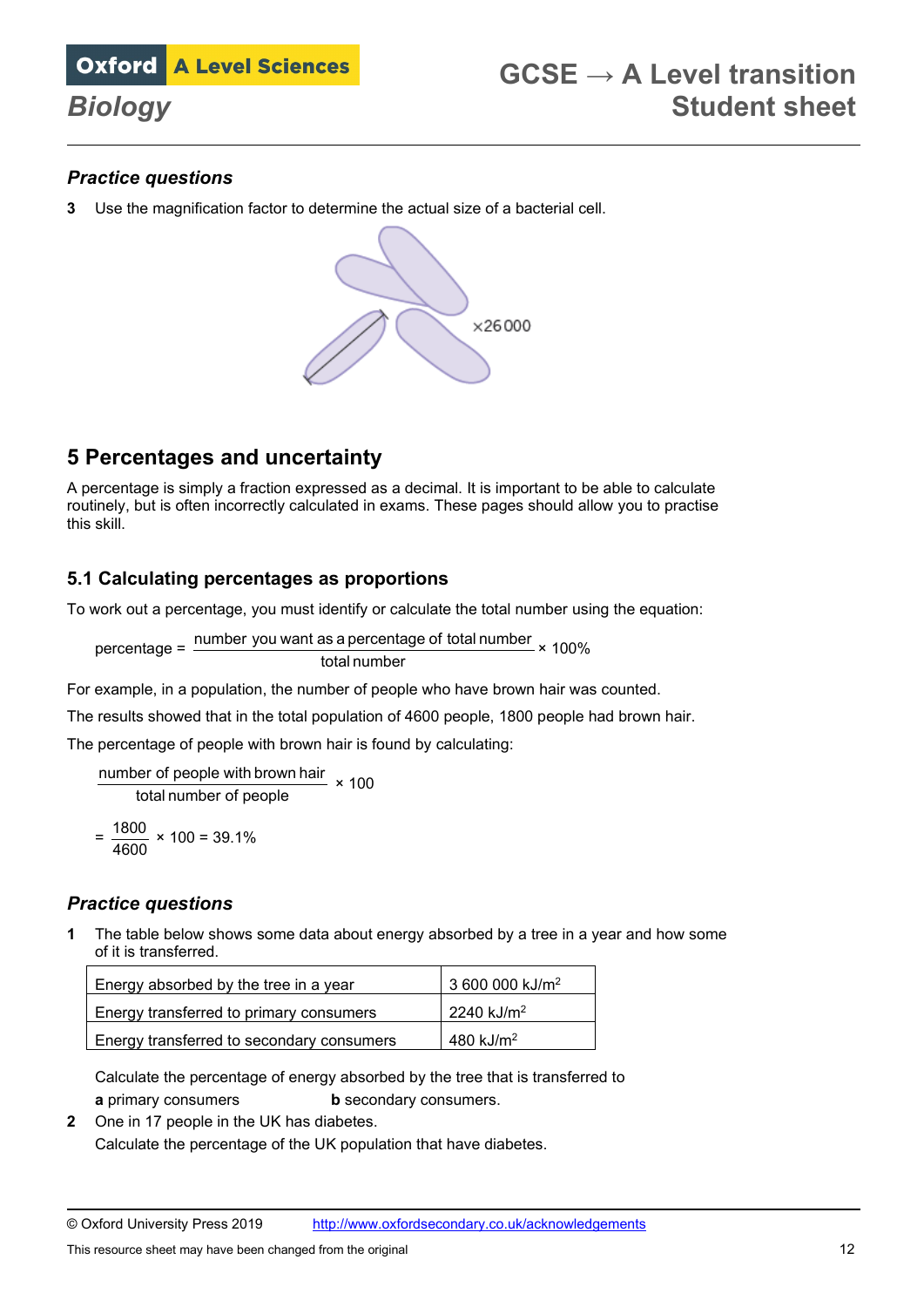### *Practice questions*

**3** Use the magnification factor to determine the actual size of a bacterial cell.

×26 000

## 5 Percentages and uncertainty

A percentage is simply a fraction expressed as a decimal. It is important to be able to calculate routinely, but is often incorrectly calculated in exams. These pages should allow you to practise this skill.

### 5.1 Calculating percentages as proportions

To work out a percentage, you must identify or calculate the total number using the equation:

$$\text{percentage} = \frac{\text{number you want as a percentage of total number}}{\text{total number}} \times 100\%$$

For example, in a population, the number of people who have brown hair was counted.

The results showed that in the total population of 4600 people, 1800 people had brown hair.

The percentage of people with brown hair is found by calculating:

$$\frac{\text{number of people with brown hair}}{\text{total number of people}} \times 100$$

$$= \frac{1800}{4600} \times 100 = 39.1\%$$

### *Practice questions*

**1** The table below shows some data about energy absorbed by a tree in a year and how some of it is transferred.

| | |
|---|---|
| Energy absorbed by the tree in a year | 3 600 000 kJ/m$^2$ |
| Energy transferred to primary consumers | 2240 kJ/m$^2$ |
| Energy transferred to secondary consumers | 480 kJ/m$^2$ |

Calculate the percentage of energy absorbed by the tree that is transferred to

**a** primary consumers **b** secondary consumers.

**2** One in 17 people in the UK has diabetes.

Calculate the percentage of the UK population that have diabetes.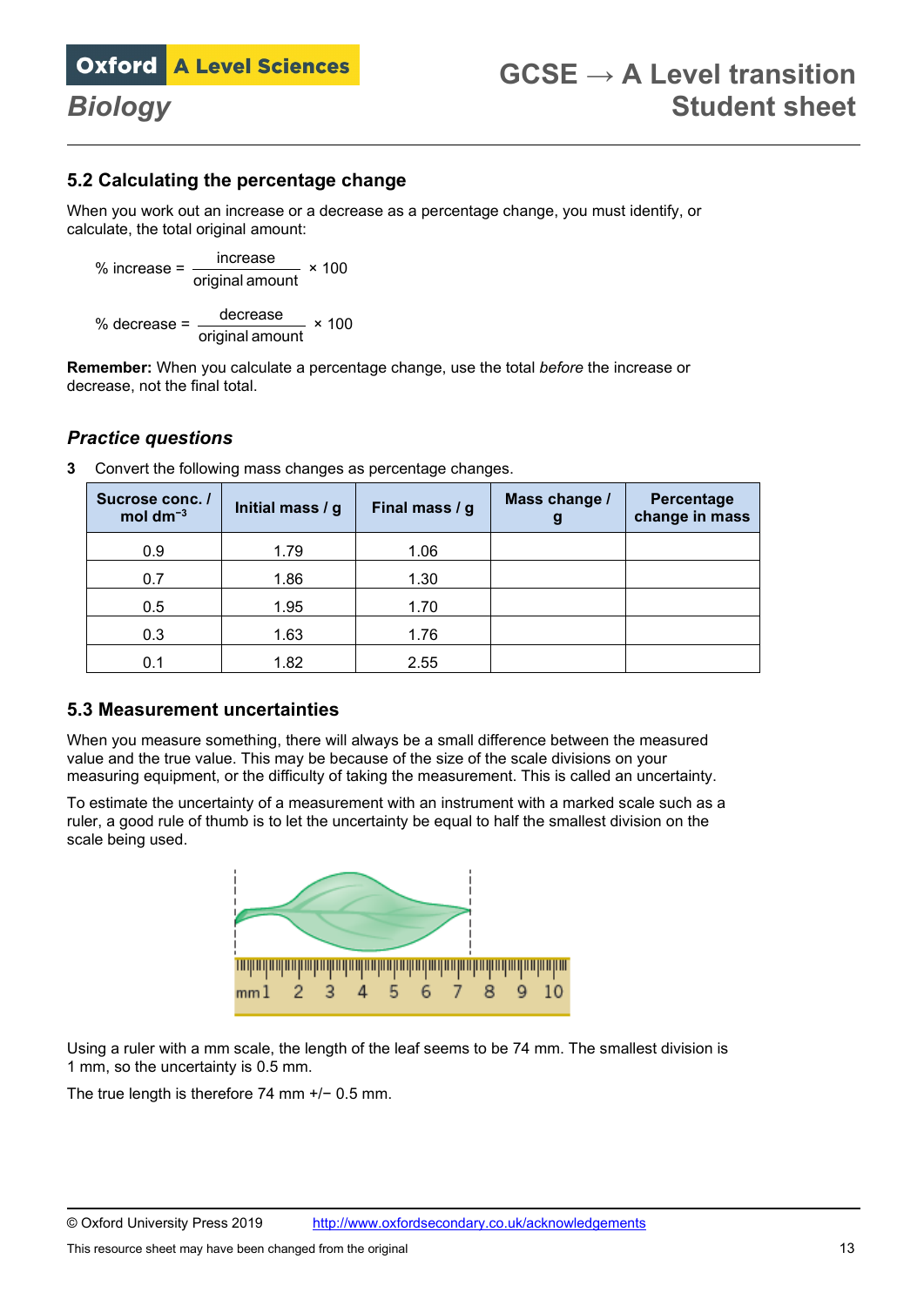## 5.2 Calculating the percentage change

When you work out an increase or a decrease as a percentage change, you must identify, or calculate, the total original amount:

$$\% \text{ increase} = \frac{\text{increase}}{\text{original amount}} \times 100$$

$$\% \text{ decrease} = \frac{\text{decrease}}{\text{original amount}} \times 100$$

**Remember:** When you calculate a percentage change, use the total *before* the increase or decrease, not the final total.

### *Practice questions*

**3** Convert the following mass changes as percentage changes.

| Sucrose conc. / mol dm$^{-3}$ | Initial mass / g | Final mass / g | Mass change / g | Percentage change in mass |
|---|---|---|---|---|
| 0.9 | 1.79 | 1.06 | | |
| 0.7 | 1.86 | 1.30 | | |
| 0.5 | 1.95 | 1.70 | | |
| 0.3 | 1.63 | 1.76 | | |
| 0.1 | 1.82 | 2.55 | | |

## 5.3 Measurement uncertainties

When you measure something, there will always be a small difference between the measured value and the true value. This may be because of the size of the scale divisions on your measuring equipment, or the difficulty of taking the measurement. This is called an uncertainty.

To estimate the uncertainty of a measurement with an instrument with a marked scale such as a ruler, a good rule of thumb is to let the uncertainty be equal to half the smallest division on the scale being used.

Using a ruler with a mm scale, the length of the leaf seems to be 74 mm. The smallest division is 1 mm, so the uncertainty is 0.5 mm.

The true length is therefore 74 mm +/− 0.5 mm.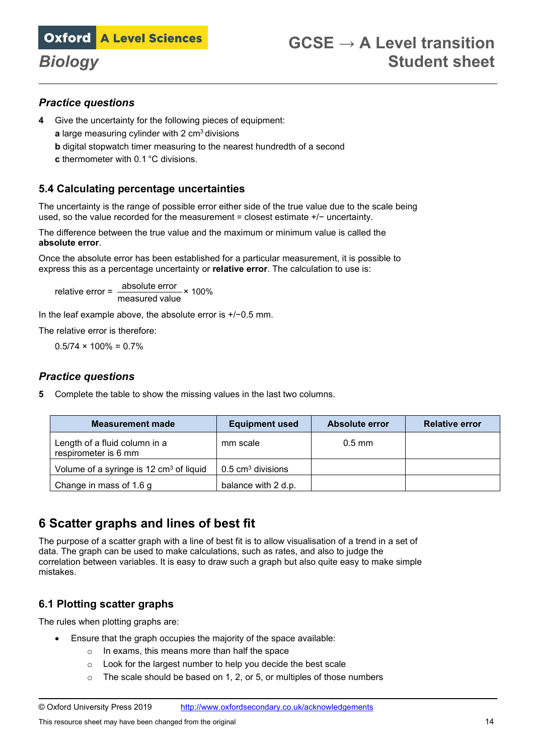## *Practice questions*

**4** Give the uncertainty for the following pieces of equipment:

**a** large measuring cylinder with 2 $cm^3$ divisions

**b** digital stopwatch timer measuring to the nearest hundredth of a second

**c** thermometer with 0.1 °C divisions.

## 5.4 Calculating percentage uncertainties

The uncertainty is the range of possible error either side of the true value due to the scale being used, so the value recorded for the measurement = closest estimate +/− uncertainty.

The difference between the true value and the maximum or minimum value is called the **absolute error**.

Once the absolute error has been established for a particular measurement, it is possible to express this as a percentage uncertainty or **relative error**. The calculation to use is:

$$\text{relative error} = \frac{\text{absolute error}}{\text{measured value}} \times 100\%$$

In the leaf example above, the absolute error is +/−0.5 mm.

The relative error is therefore:

0.5/74 × 100% = 0.7%

## *Practice questions*

**5** Complete the table to show the missing values in the last two columns.

| Measurement made | Equipment used | Absolute error | Relative error |
|---|---|---|---|
| Length of a fluid column in a respirometer is 6 mm | mm scale | 0.5 mm | |
| Volume of a syringe is 12 $cm^3$ of liquid | 0.5 $cm^3$ divisions | | |
| Change in mass of 1.6 g | balance with 2 d.p. | | |

# 6 Scatter graphs and lines of best fit

The purpose of a scatter graph with a line of best fit is to allow visualisation of a trend in a set of data. The graph can be used to make calculations, such as rates, and also to judge the correlation between variables. It is easy to draw such a graph but also quite easy to make simple mistakes.

## 6.1 Plotting scatter graphs

The rules when plotting graphs are:

- Ensure that the graph occupies the majority of the space available:
  - In exams, this means more than half the space
  - Look for the largest number to help you decide the best scale
  - The scale should be based on 1, 2, or 5, or multiples of those numbers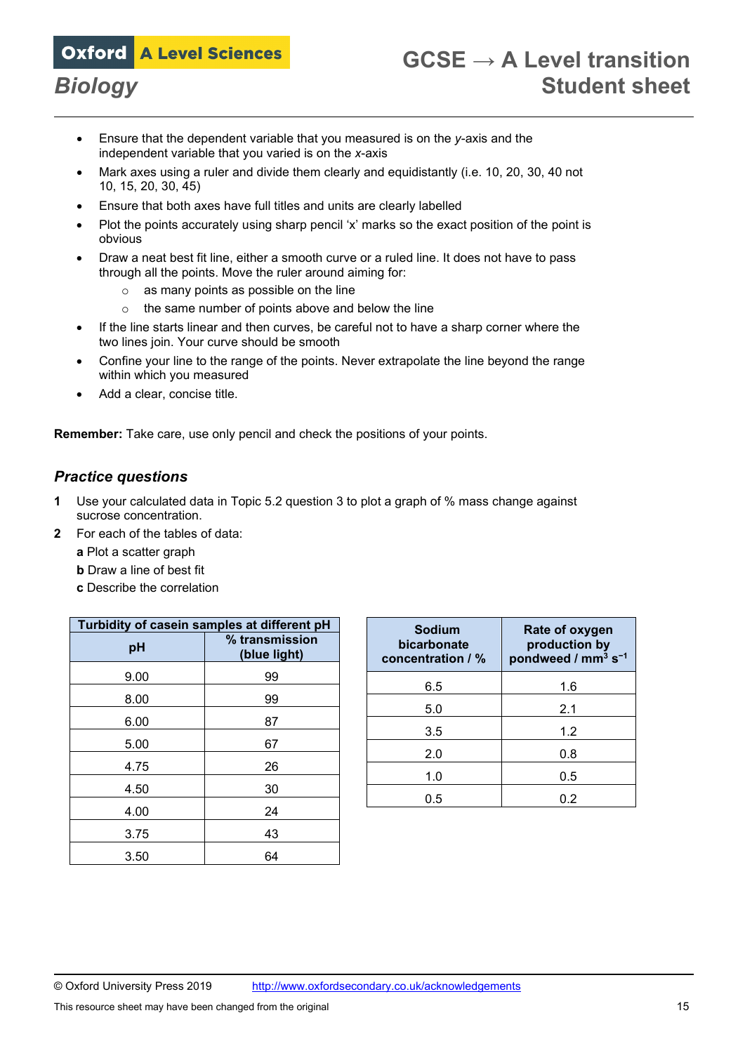- Ensure that the dependent variable that you measured is on the *y*-axis and the independent variable that you varied is on the *x*-axis
- Mark axes using a ruler and divide them clearly and equidistantly (i.e. 10, 20, 30, 40 not 10, 15, 20, 30, 45)
- Ensure that both axes have full titles and units are clearly labelled
- Plot the points accurately using sharp pencil 'x' marks so the exact position of the point is obvious
- Draw a neat best fit line, either a smooth curve or a ruled line. It does not have to pass through all the points. Move the ruler around aiming for:
  - as many points as possible on the line
  - the same number of points above and below the line
- If the line starts linear and then curves, be careful not to have a sharp corner where the two lines join. Your curve should be smooth
- Confine your line to the range of the points. Never extrapolate the line beyond the range within which you measured
- Add a clear, concise title.

**Remember:** Take care, use only pencil and check the positions of your points.

## *Practice questions*

1 Use your calculated data in Topic 5.2 question 3 to plot a graph of % mass change against sucrose concentration.

2 For each of the tables of data:

**a** Plot a scatter graph

**b** Draw a line of best fit

**c** Describe the correlation

| **Turbidity of casein samples at different pH** | |
|---|---|
| **pH** | **% transmission (blue light)** |
| 9.00 | 99 |
| 8.00 | 99 |
| 6.00 | 87 |
| 5.00 | 67 |
| 4.75 | 26 |
| 4.50 | 30 |
| 4.00 | 24 |
| 3.75 | 43 |
| 3.50 | 64 |

| **Sodium bicarbonate concentration / %** | **Rate of oxygen production by pondweed / $mm^3\ s^{-1}$** |
|---|---|
| 6.5 | 1.6 |
| 5.0 | 2.1 |
| 3.5 | 1.2 |
| 2.0 | 0.8 |
| 1.0 | 0.5 |
| 0.5 | 0.2 |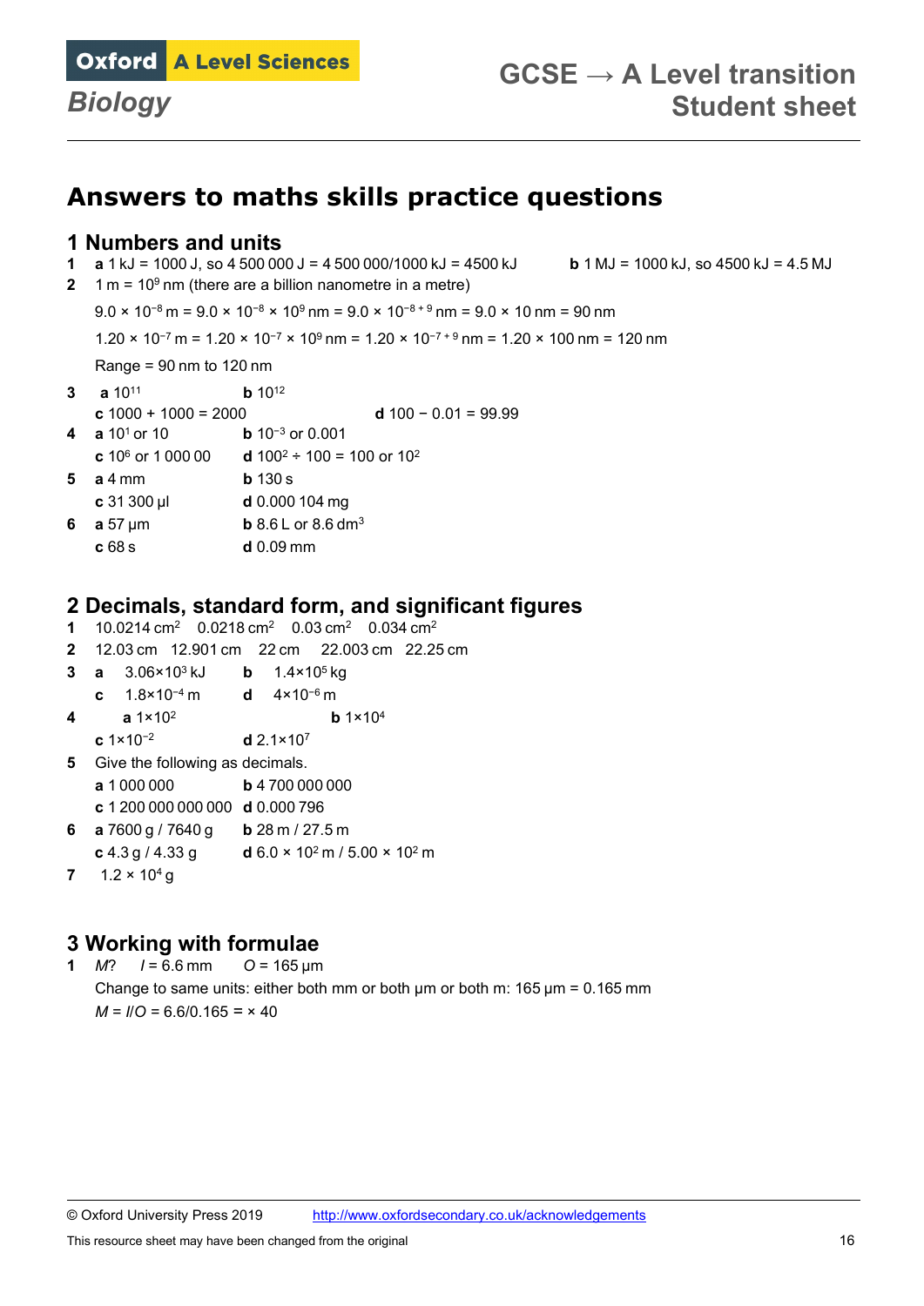# Answers to maths skills practice questions

## 1 Numbers and units

1 **a** 1 kJ = 1000 J, so 4 500 000 J = 4 500 000/1000 kJ = 4500 kJ **b** 1 MJ = 1000 kJ, so 4500 kJ = 4.5 MJ

2 1 m = $10^9$ nm (there are a billion nanometre in a metre)

$9.0 \times 10^{-8}$ m = $9.0 \times 10^{-8} \times 10^9$ nm = $9.0 \times 10^{-8+9}$ nm = $9.0 \times 10$ nm = 90 nm

$1.20 \times 10^{-7}$ m = $1.20 \times 10^{-7} \times 10^9$ nm = $1.20 \times 10^{-7+9}$ nm = $1.20 \times 100$ nm = 120 nm

Range = 90 nm to 120 nm

3 **a** $10^{11}$ **b** $10^{12}$
**c** 1000 + 1000 = 2000 **d** 100 − 0.01 = 99.99

4 **a** $10^1$ or 10 **b** $10^{-3}$ or 0.001
**c** $10^6$ or 1 000 00 **d** $100^2 \div 100 = 100$ or $10^2$

5 **a** 4 mm **b** 130 s
**c** 31 300 µl **d** 0.000 104 mg

6 **a** 57 µm **b** 8.6 L or 8.6 $dm^3$
**c** 68 s **d** 0.09 mm

## 2 Decimals, standard form, and significant figures

1 10.0214 $cm^2$ 0.0218 $cm^2$ 0.03 $cm^2$ 0.034 $cm^2$

2 12.03 cm 12.901 cm 22 cm 22.003 cm 22.25 cm

3 **a** $3.06\times10^3$ kJ **b** $1.4\times10^5$ kg
**c** $1.8\times10^{-4}$ m **d** $4\times10^{-6}$ m

4 **a** $1\times10^2$ **b** $1\times10^4$
**c** $1\times10^{-2}$ **d** $2.1\times10^7$

5 Give the following as decimals.
**a** 1 000 000 **b** 4 700 000 000
**c** 1 200 000 000 000 **d** 0.000 796

6 **a** 7600 g / 7640 g **b** 28 m / 27.5 m
**c** 4.3 g / 4.33 g **d** $6.0 \times 10^2$ m / $5.00 \times 10^2$ m

7 $1.2 \times 10^4$ g

## 3 Working with formulae

1 *M*? *I* = 6.6 mm *O* = 165 µm

Change to same units: either both mm or both µm or both m: 165 µm = 0.165 mm

$M = I/O = 6.6/0.165 = \times 40$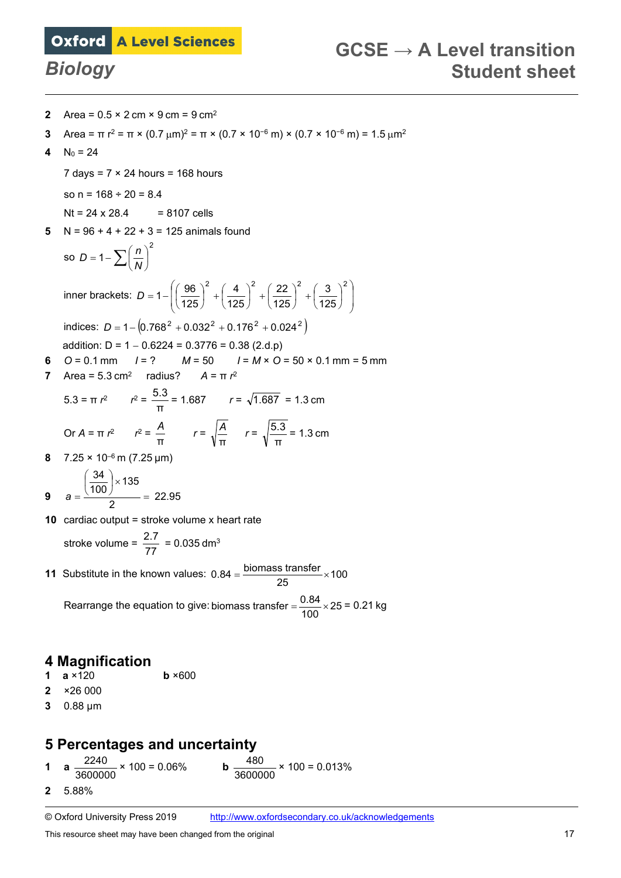**2** Area = 0.5 × 2 cm × 9 cm = 9 cm$^2$

**3** Area = $\pi r^2 = \pi \times (0.7\ \mu m)^2 = \pi \times (0.7 \times 10^{-6}\ m) \times (0.7 \times 10^{-6}\ m) = 1.5\ \mu m^2$

**4** $N_0 = 24$

7 days = 7 × 24 hours = 168 hours

so n = 168 ÷ 20 = 8.4

Nt = 24 x 28.4 = 8107 cells

**5** N = 96 + 4 + 22 + 3 = 125 animals found

so $D = 1 - \sum \left(\frac{n}{N}\right)^2$

inner brackets: $D = 1 - \left(\left(\frac{96}{125}\right)^2 + \left(\frac{4}{125}\right)^2 + \left(\frac{22}{125}\right)^2 + \left(\frac{3}{125}\right)^2\right)$

indices: $D = 1 - \left(0.768^2 + 0.032^2 + 0.176^2 + 0.024^2\right)$

addition: D = 1 – 0.6224 = 0.3776 = 0.38 (2.d.p)

**6** $O$ = 0.1 mm  $I$ = ?  $M$ = 50  $I = M \times O$ = 50 × 0.1 mm = 5 mm

**7** Area = 5.3 cm$^2$  radius?  $A = \pi r^2$

$5.3 = \pi r^2$  $r^2 = \frac{5.3}{\pi} = 1.687$  $r = \sqrt{1.687} = 1.3$ cm

Or $A = \pi r^2$  $r^2 = \frac{A}{\pi}$  $r = \sqrt{\frac{A}{\pi}}$  $r = \sqrt{\frac{5.3}{\pi}} = 1.3$ cm

**8** $7.25 \times 10^{-6}$ m (7.25 µm)

**9** $a = \frac{\left(\frac{34}{100}\right) \times 135}{2} = 22.95$

**10** cardiac output = stroke volume x heart rate

stroke volume = $\frac{2.7}{77}$ = 0.035 dm$^3$

**11** Substitute in the known values: $0.84 = \frac{\text{biomass transfer}}{25} \times 100$

Rearrange the equation to give: biomass transfer $= \frac{0.84}{100} \times 25$ = 0.21 kg

## 4 Magnification

**1** **a** ×120  **b** ×600

**2** ×26 000

**3** 0.88 µm

## 5 Percentages and uncertainty

**1** **a** $\frac{2240}{3600000} \times 100 = 0.06\%$  **b** $\frac{480}{3600000} \times 100 = 0.013\%$

**2** 5.88%

© Oxford University Press 2019 http://www.oxfordsecondary.co.uk/acknowledgements

This resource sheet may have been changed from the original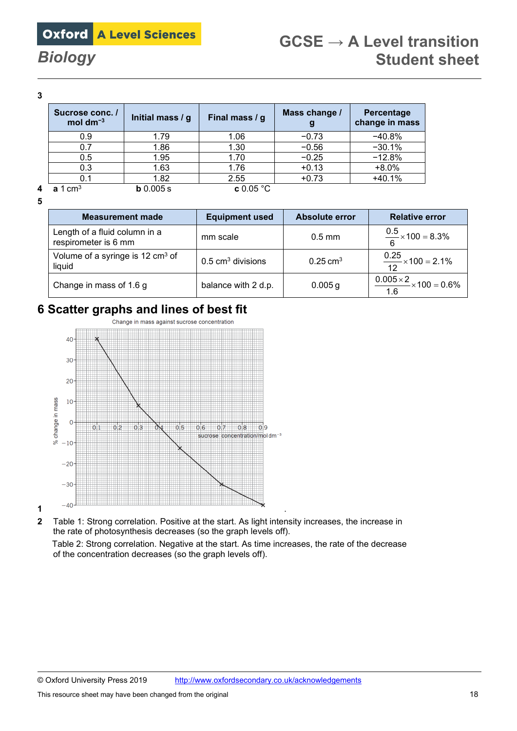**3**

| Sucrose conc. / mol dm$^{-3}$ | Initial mass / g | Final mass / g | Mass change / g | Percentage change in mass |
|---|---|---|---|---|
| 0.9 | 1.79 | 1.06 | −0.73 | −40.8% |
| 0.7 | 1.86 | 1.30 | −0.56 | −30.1% |
| 0.5 | 1.95 | 1.70 | −0.25 | −12.8% |
| 0.3 | 1.63 | 1.76 | +0.13 | +8.0% |
| 0.1 | 1.82 | 2.55 | +0.73 | +40.1% |

**4** **a** 1 cm$^3$ **b** 0.005 s **c** 0.05 °C

**5**

| Measurement made | Equipment used | Absolute error | Relative error |
|---|---|---|---|
| Length of a fluid column in a respirometer is 6 mm | mm scale | 0.5 mm | $\frac{0.5}{6} \times 100 = 8.3\%$ |
| Volume of a syringe is 12 cm$^3$ of liquid | 0.5 cm$^3$ divisions | 0.25 cm$^3$ | $\frac{0.25}{12} \times 100 = 2.1\%$ |
| Change in mass of 1.6 g | balance with 2 d.p. | 0.005 g | $\frac{0.005 \times 2}{1.6} \times 100 = 0.6\%$ |

## 6 Scatter graphs and lines of best fit

Change in mass against sucrose concentration

% change in mass

40
30
20
10
0
−10
−20
−30
−40

0.1 0.2 0.3 0.4 0.5 0.6 0.7 0.8 0.9

sucrose concentration/mol dm$^{-3}$

**1**

**2** Table 1: Strong correlation. Positive at the start. As light intensity increases, the increase in the rate of photosynthesis decreases (so the graph levels off).

Table 2: Strong correlation. Negative at the start. As time increases, the rate of the decrease of the concentration decreases (so the graph levels off).